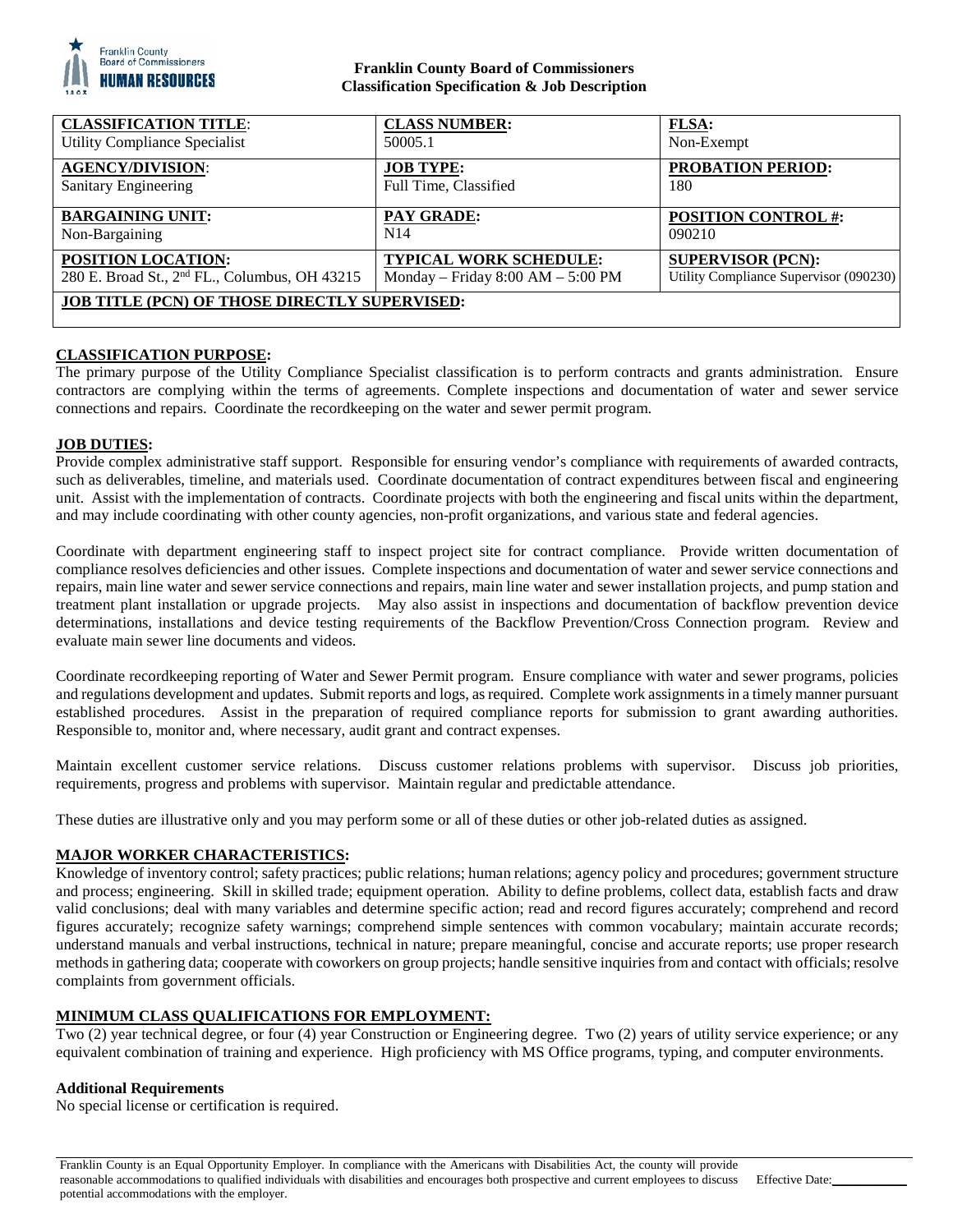**Franklin County Board of Commissioners**
**Classification Specification & Job Description**

| | | |
|---|---|---|
| **CLASSIFICATION TITLE**: Utility Compliance Specialist | **CLASS NUMBER:** 50005.1 | **FLSA:** Non-Exempt |
| **AGENCY/DIVISION**: Sanitary Engineering | **JOB TYPE:** Full Time, Classified | **PROBATION PERIOD:** 180 |
| **BARGAINING UNIT:** Non-Bargaining | **PAY GRADE:** N14 | **POSITION CONTROL #:** 090210 |
| **POSITION LOCATION:** 280 E. Broad St., 2nd FL., Columbus, OH 43215 | **TYPICAL WORK SCHEDULE:** Monday – Friday 8:00 AM – 5:00 PM | **SUPERVISOR (PCN):** Utility Compliance Supervisor (090230) |
| **JOB TITLE (PCN) OF THOSE DIRECTLY SUPERVISED:** | | |

**CLASSIFICATION PURPOSE:**

The primary purpose of the Utility Compliance Specialist classification is to perform contracts and grants administration. Ensure contractors are complying within the terms of agreements. Complete inspections and documentation of water and sewer service connections and repairs. Coordinate the recordkeeping on the water and sewer permit program.

**JOB DUTIES:**

Provide complex administrative staff support. Responsible for ensuring vendor's compliance with requirements of awarded contracts, such as deliverables, timeline, and materials used. Coordinate documentation of contract expenditures between fiscal and engineering unit. Assist with the implementation of contracts. Coordinate projects with both the engineering and fiscal units within the department, and may include coordinating with other county agencies, non-profit organizations, and various state and federal agencies.

Coordinate with department engineering staff to inspect project site for contract compliance. Provide written documentation of compliance resolves deficiencies and other issues. Complete inspections and documentation of water and sewer service connections and repairs, main line water and sewer service connections and repairs, main line water and sewer installation projects, and pump station and treatment plant installation or upgrade projects. May also assist in inspections and documentation of backflow prevention device determinations, installations and device testing requirements of the Backflow Prevention/Cross Connection program. Review and evaluate main sewer line documents and videos.

Coordinate recordkeeping reporting of Water and Sewer Permit program. Ensure compliance with water and sewer programs, policies and regulations development and updates. Submit reports and logs, as required. Complete work assignments in a timely manner pursuant established procedures. Assist in the preparation of required compliance reports for submission to grant awarding authorities. Responsible to, monitor and, where necessary, audit grant and contract expenses.

Maintain excellent customer service relations. Discuss customer relations problems with supervisor. Discuss job priorities, requirements, progress and problems with supervisor. Maintain regular and predictable attendance.

These duties are illustrative only and you may perform some or all of these duties or other job-related duties as assigned.

**MAJOR WORKER CHARACTERISTICS:**

Knowledge of inventory control; safety practices; public relations; human relations; agency policy and procedures; government structure and process; engineering. Skill in skilled trade; equipment operation. Ability to define problems, collect data, establish facts and draw valid conclusions; deal with many variables and determine specific action; read and record figures accurately; comprehend and record figures accurately; recognize safety warnings; comprehend simple sentences with common vocabulary; maintain accurate records; understand manuals and verbal instructions, technical in nature; prepare meaningful, concise and accurate reports; use proper research methods in gathering data; cooperate with coworkers on group projects; handle sensitive inquiries from and contact with officials; resolve complaints from government officials.

**MINIMUM CLASS QUALIFICATIONS FOR EMPLOYMENT:**

Two (2) year technical degree, or four (4) year Construction or Engineering degree. Two (2) years of utility service experience; or any equivalent combination of training and experience. High proficiency with MS Office programs, typing, and computer environments.

**Additional Requirements**

No special license or certification is required.

Franklin County is an Equal Opportunity Employer. In compliance with the Americans with Disabilities Act, the county will provide reasonable accommodations to qualified individuals with disabilities and encourages both prospective and current employees to discuss potential accommodations with the employer.

Effective Date:___________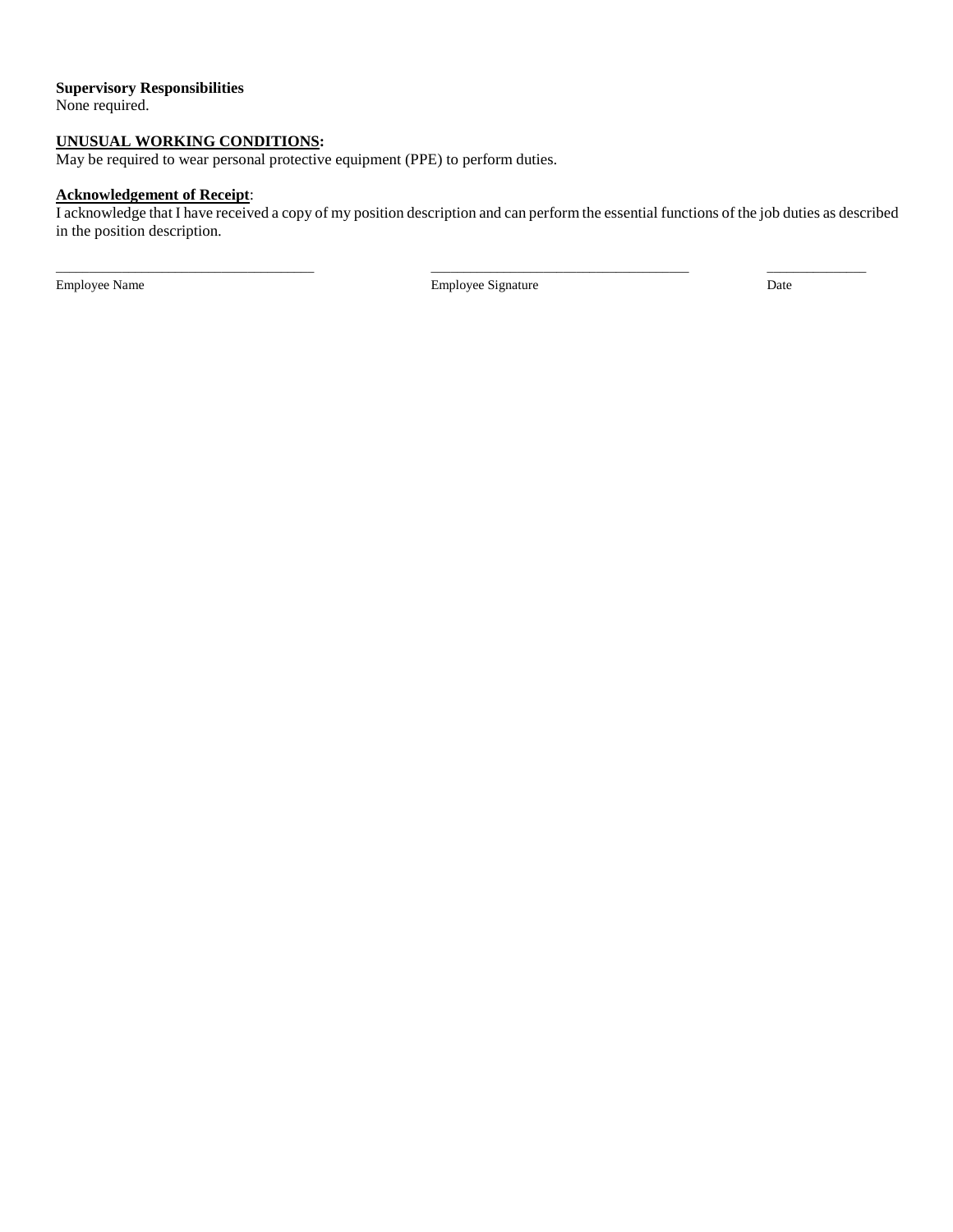**Supervisory Responsibilities**
None required.

**UNUSUAL WORKING CONDITIONS:**
May be required to wear personal protective equipment (PPE) to perform duties.

**Acknowledgement of Receipt**:
I acknowledge that I have received a copy of my position description and can perform the essential functions of the job duties as described in the position description.

| | | |
|---|---|---|
| ____________________________________ | ____________________________________ | ______________ |
| Employee Name | Employee Signature | Date |